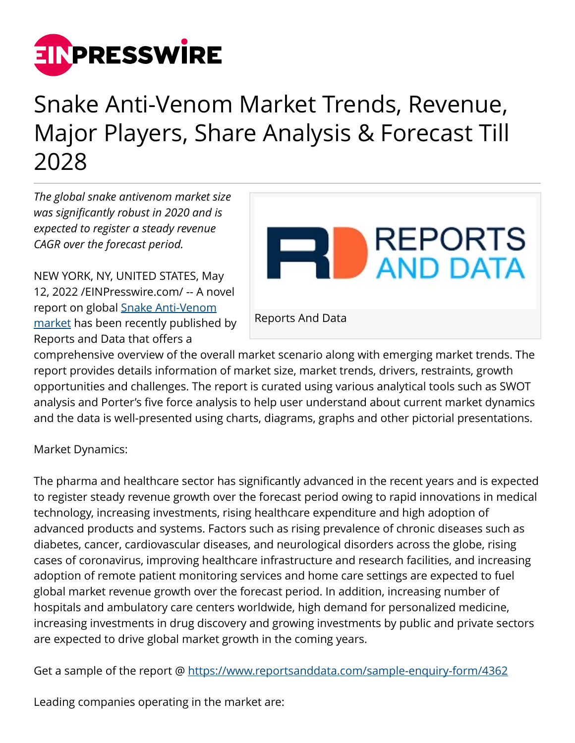# Snake Anti-Venom Market Trends, Revenue, Major Players, Share Analysis & Forecast Till 2028

*The global snake antivenom market size was significantly robust in 2020 and is expected to register a steady revenue CAGR over the forecast period.*

Reports And Data

NEW YORK, NY, UNITED STATES, May 12, 2022 /EINPresswire.com/ -- A novel report on global Snake Anti-Venom market has been recently published by Reports and Data that offers a comprehensive overview of the overall market scenario along with emerging market trends. The report provides details information of market size, market trends, drivers, restraints, growth opportunities and challenges. The report is curated using various analytical tools such as SWOT analysis and Porter's five force analysis to help user understand about current market dynamics and the data is well-presented using charts, diagrams, graphs and other pictorial presentations.

Market Dynamics:

The pharma and healthcare sector has significantly advanced in the recent years and is expected to register steady revenue growth over the forecast period owing to rapid innovations in medical technology, increasing investments, rising healthcare expenditure and high adoption of advanced products and systems. Factors such as rising prevalence of chronic diseases such as diabetes, cancer, cardiovascular diseases, and neurological disorders across the globe, rising cases of coronavirus, improving healthcare infrastructure and research facilities, and increasing adoption of remote patient monitoring services and home care settings are expected to fuel global market revenue growth over the forecast period. In addition, increasing number of hospitals and ambulatory care centers worldwide, high demand for personalized medicine, increasing investments in drug discovery and growing investments by public and private sectors are expected to drive global market growth in the coming years.

Get a sample of the report @ https://www.reportsanddata.com/sample-enquiry-form/4362

Leading companies operating in the market are: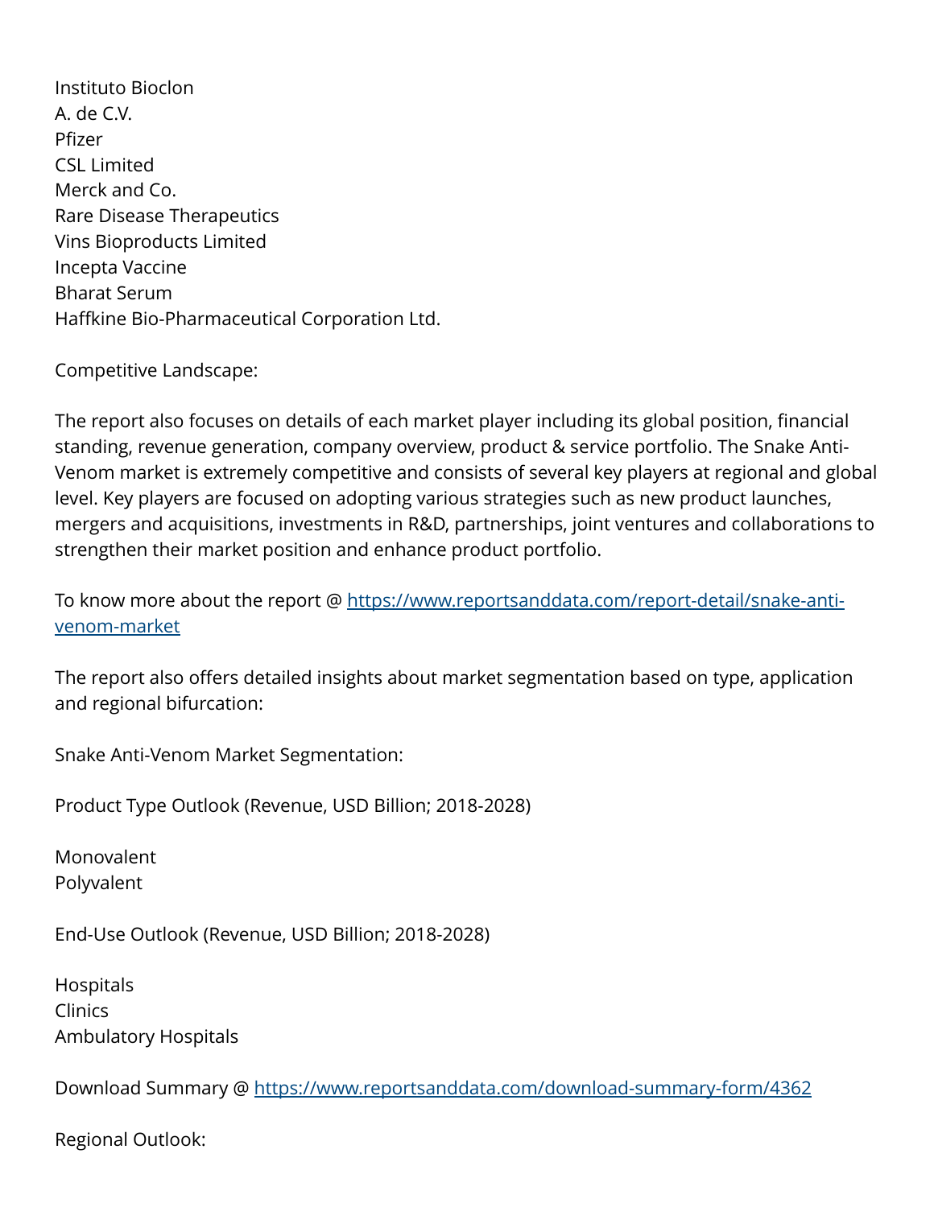Instituto Bioclon  
A. de C.V.  
Pfizer  
CSL Limited  
Merck and Co.  
Rare Disease Therapeutics  
Vins Bioproducts Limited  
Incepta Vaccine  
Bharat Serum  
Haffkine Bio-Pharmaceutical Corporation Ltd.

Competitive Landscape:

The report also focuses on details of each market player including its global position, financial standing, revenue generation, company overview, product & service portfolio. The Snake Anti-Venom market is extremely competitive and consists of several key players at regional and global level. Key players are focused on adopting various strategies such as new product launches, mergers and acquisitions, investments in R&D, partnerships, joint ventures and collaborations to strengthen their market position and enhance product portfolio.

To know more about the report @ [https://www.reportsanddata.com/report-detail/snake-anti-venom-market](https://www.reportsanddata.com/report-detail/snake-anti-venom-market)

The report also offers detailed insights about market segmentation based on type, application and regional bifurcation:

Snake Anti-Venom Market Segmentation:

Product Type Outlook (Revenue, USD Billion; 2018-2028)

Monovalent  
Polyvalent

End-Use Outlook (Revenue, USD Billion; 2018-2028)

Hospitals  
Clinics  
Ambulatory Hospitals

Download Summary @ [https://www.reportsanddata.com/download-summary-form/4362](https://www.reportsanddata.com/download-summary-form/4362)

Regional Outlook: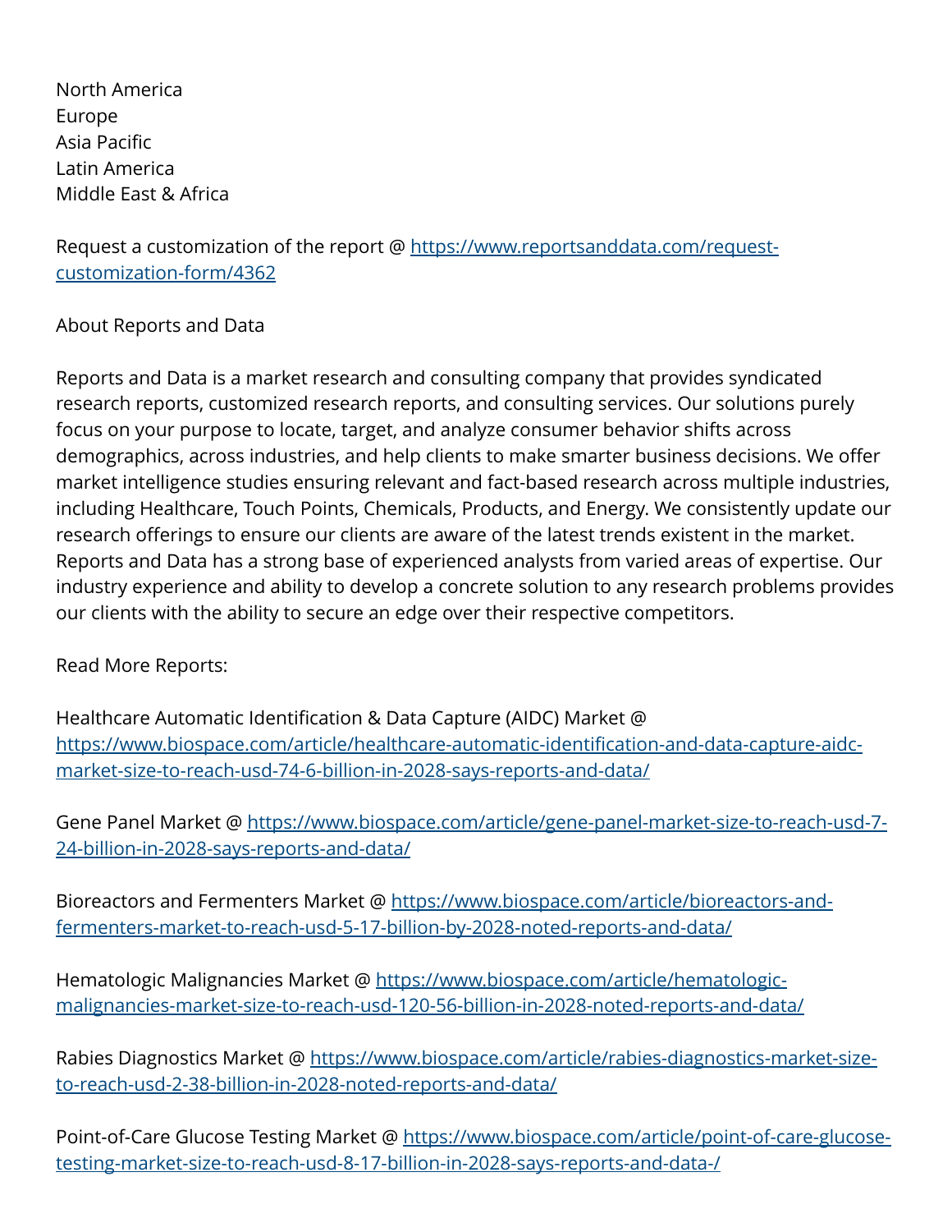North America
Europe
Asia Pacific
Latin America
Middle East & Africa

Request a customization of the report @ https://www.reportsanddata.com/request-customization-form/4362

About Reports and Data

Reports and Data is a market research and consulting company that provides syndicated research reports, customized research reports, and consulting services. Our solutions purely focus on your purpose to locate, target, and analyze consumer behavior shifts across demographics, across industries, and help clients to make smarter business decisions. We offer market intelligence studies ensuring relevant and fact-based research across multiple industries, including Healthcare, Touch Points, Chemicals, Products, and Energy. We consistently update our research offerings to ensure our clients are aware of the latest trends existent in the market. Reports and Data has a strong base of experienced analysts from varied areas of expertise. Our industry experience and ability to develop a concrete solution to any research problems provides our clients with the ability to secure an edge over their respective competitors.

Read More Reports:

Healthcare Automatic Identification & Data Capture (AIDC) Market @ https://www.biospace.com/article/healthcare-automatic-identification-and-data-capture-aidc-market-size-to-reach-usd-74-6-billion-in-2028-says-reports-and-data/

Gene Panel Market @ https://www.biospace.com/article/gene-panel-market-size-to-reach-usd-7-24-billion-in-2028-says-reports-and-data/

Bioreactors and Fermenters Market @ https://www.biospace.com/article/bioreactors-and-fermenters-market-to-reach-usd-5-17-billion-by-2028-noted-reports-and-data/

Hematologic Malignancies Market @ https://www.biospace.com/article/hematologic-malignancies-market-size-to-reach-usd-120-56-billion-in-2028-noted-reports-and-data/

Rabies Diagnostics Market @ https://www.biospace.com/article/rabies-diagnostics-market-size-to-reach-usd-2-38-billion-in-2028-noted-reports-and-data/

Point-of-Care Glucose Testing Market @ https://www.biospace.com/article/point-of-care-glucose-testing-market-size-to-reach-usd-8-17-billion-in-2028-says-reports-and-data-/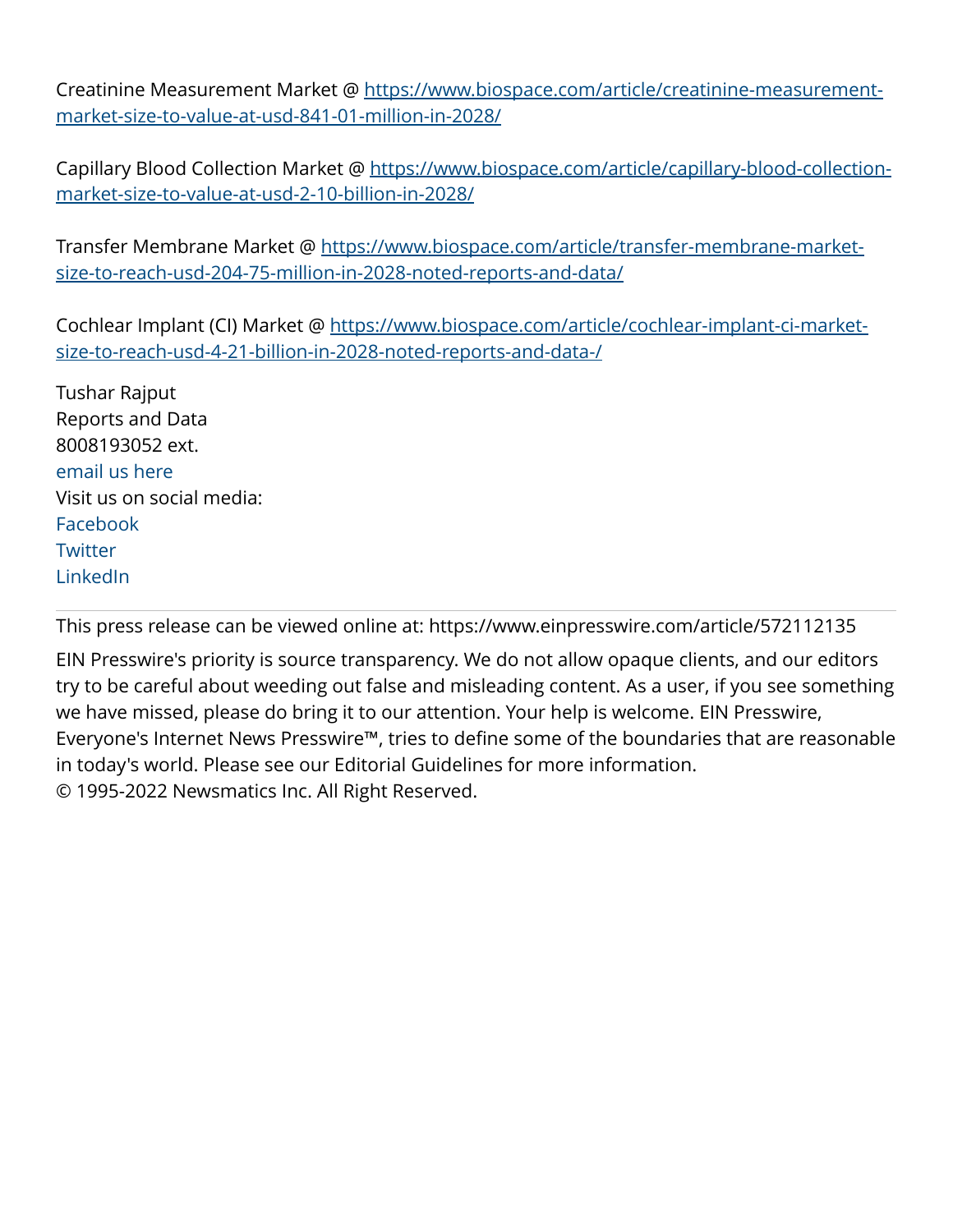Creatinine Measurement Market @ https://www.biospace.com/article/creatinine-measurement-market-size-to-value-at-usd-841-01-million-in-2028/

Capillary Blood Collection Market @ https://www.biospace.com/article/capillary-blood-collection-market-size-to-value-at-usd-2-10-billion-in-2028/

Transfer Membrane Market @ https://www.biospace.com/article/transfer-membrane-market-size-to-reach-usd-204-75-million-in-2028-noted-reports-and-data/

Cochlear Implant (CI) Market @ https://www.biospace.com/article/cochlear-implant-ci-market-size-to-reach-usd-4-21-billion-in-2028-noted-reports-and-data-/

Tushar Rajput
Reports and Data
8008193052 ext.
email us here
Visit us on social media:
Facebook
Twitter
LinkedIn

---

This press release can be viewed online at: https://www.einpresswire.com/article/572112135

EIN Presswire's priority is source transparency. We do not allow opaque clients, and our editors try to be careful about weeding out false and misleading content. As a user, if you see something we have missed, please do bring it to our attention. Your help is welcome. EIN Presswire, Everyone's Internet News Presswire™, tries to define some of the boundaries that are reasonable in today's world. Please see our Editorial Guidelines for more information.
© 1995-2022 Newsmatics Inc. All Right Reserved.